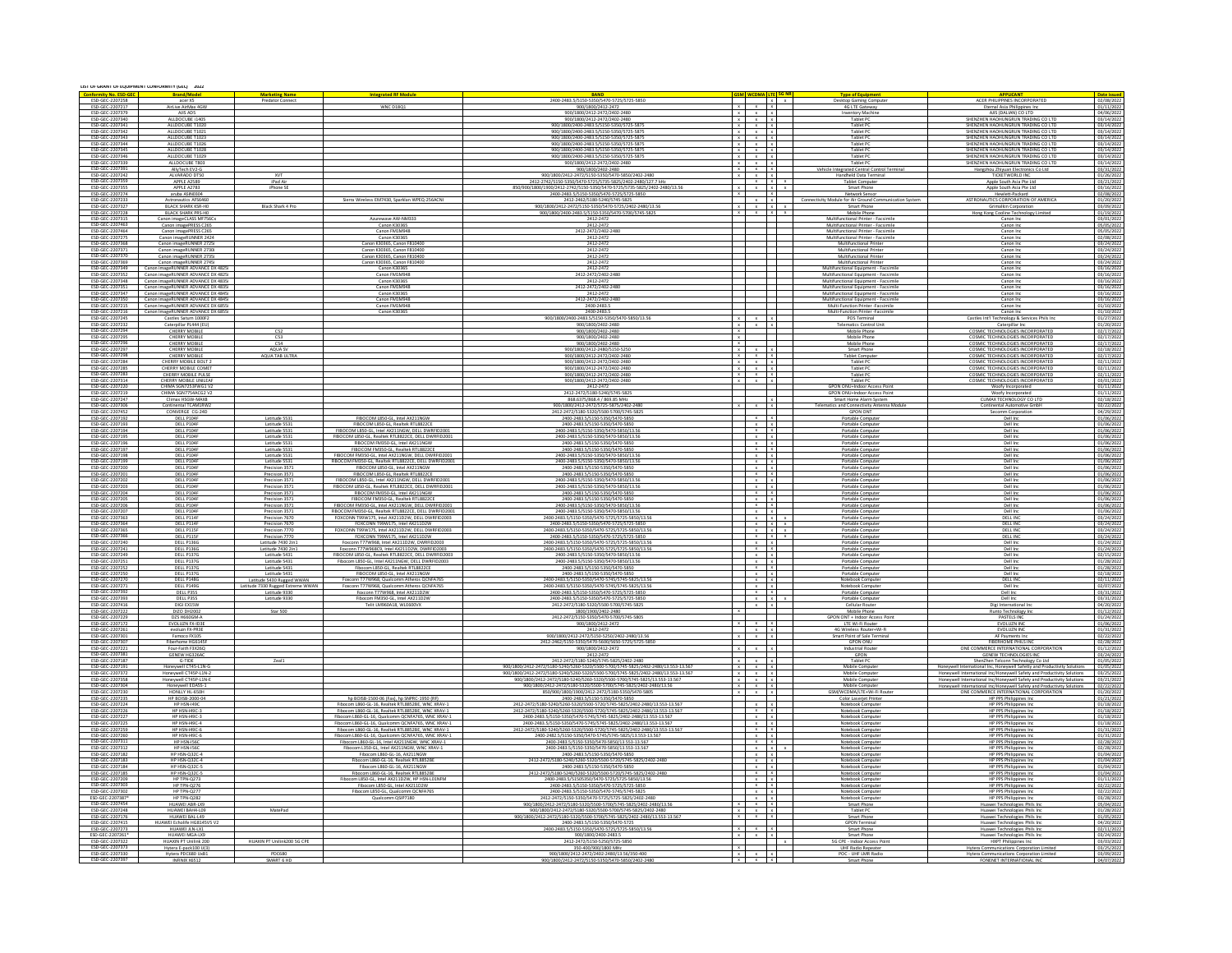# LIST OF GRANT OF EQUIPMENT CONFORMITY (GEC) - 2022

| Conformity No. ESD-GEC | Brand/Model | Marketing Name | Integrated RF Module | BAND | GSM | WCDMA | LTE | 5G NR | Type of Equipment | APPLICANT | Date Issued |
|---|---|---|---|---|---|---|---|---|---|---|---|
| ESD-GEC-2207258 | acer X5 | Predator Connect | | 2400-2483.5/5150-5350/5470-5725/5725-5850 | | x | x | x | Desktop Gaming Computer | ACER PHILIPPINES INCORPORATED | 02/08/2022 |
| ESD-GEC-2207217 | AirLive AirMax 4GW | | WNC D18Q1 | 900/1800/2412-2472 | x | x | x | | 4G LTE Gateway | Eternal Asia Philippines Inc | 01/11/2022 |
| ESD-GEC-2207379 | A8S AD5 | | | 900/1800/2412-2472/2402-2480 | x | x | x | | Inventory Machine | A8S (DALIAN) CO LTD | 04/06/2022 |
| ESD-GEC-2207340 | ALLDOCUBE i1405 | | | 900/1800/2412-2472/2402-2480 | x | x | x | | Tablet PC | SHENZHEN HAOHUNGRUN TRADING CO LTD | 03/14/2022 |
| ESD-GEC-2207341 | ALLDOCUBE T1020 | | | 900/1800/2400-2483.5/5150-5350/5725-5875 | x | x | x | | Tablet PC | SHENZHEN HAOHUNGRUN TRADING CO LTD | 03/14/2022 |
| ESD-GEC-2207342 | ALLDOCUBE T1021 | | | 900/1800/2400-2483.5/5150-5350/5725-5875 | x | x | x | | Tablet PC | SHENZHEN HAOHUNGRUN TRADING CO LTD | 03/14/2022 |
| ESD-GEC-2207343 | ALLDOCUBE T1023 | | | 900/1800/2400-2483.5/5150-5350/5725-5875 | x | x | x | | Tablet PC | SHENZHEN HAOHUNGRUN TRADING CO LTD | 03/14/2022 |
| ESD-GEC-2207344 | ALLDOCUBE T1026 | | | 900/1800/2400-2483.5/5150-5350/5725-5875 | x | x | x | | Tablet PC | SHENZHEN HAOHUNGRUN TRADING CO LTD | 03/14/2022 |
| ESD-GEC-2207345 | ALLDOCUBE T1028 | | | 900/1800/2400-2483.5/5150-5350/5725-5875 | x | x | x | | Tablet PC | SHENZHEN HAOHUNGRUN TRADING CO LTD | 03/14/2022 |
| ESD-GEC-2207346 | ALLDOCUBE T1029 | | | 900/1800/2400-2483.5/5150-5350/5725-5875 | x | x | x | | Tablet PC | SHENZHEN HAOHUNGRUN TRADING CO LTD | 03/14/2022 |
| ESD-GEC-2207339 | ALLDOCUBE T803 | | | 900/1800/2412-2472/2402-2480 | x | x | x | | Tablet PC | SHENZHEN HAOHUNGRUN TRADING CO LTD | 03/14/2022 |
| ESD-GEC-2207401 | AllyTech EV2-G | | | 900/1800/2402-2480 | x | x | x | | Vehicle Integrated Central Control Terminal | Hangzhou Zhiyuan Electronics Co Ltd | 03/31/2022 |
| ESD-GEC-2207242 | ALVARADO DT50 | XVT | | 900/1800/2412-2472/5150-5350/5470-5850/2402-2480 | x | x | x | | Handheld Data Terminal | TICKETWORLD INC | 01/26/2022 |
| ESD-GEC-2207359 | APPLE A2588 | iPad Air | | 2412-2742/5150-5350/5470-5725/5735-5825/2402-2480/127.7 kHz | | x | x | x | Tablet Computer | Apple South Asia Pte Ltd | 03/21/2022 |
| ESD-GEC-2207355 | APPLE A2783 | iPhone SE | | 850/900/1800/1900/2412-2472/5150-5350/5470-5725/5735-5825/2402-2480/13.56 | x | x | x | x | Smart Phone | Apple South Asia Pte Ltd | 03/16/2022 |
| ESD-GEC-2207274 | aruba ASIN0504 | | | 2400-2483.5/5150-5350/5470-5725/5725-5850 | x | | | | Network Sensor | Hewlett-Packard | 02/08/2022 |
| ESD-GEC-2207233 | Astronautics AFS6460 | | Sierra Wireless EM7430, Sparklan WPEQ-256ACNI | 2412-2462/5180-5240/5745-5825 | | x | x | | Connectivity Module for Air Ground Communication System | ASTRONAUTICS CORPORATION OF AMERICA | 01/20/2022 |
| ESD-GEC-2207327 | BLACK SHARK KSR-H0 | Black Shark 4 Pro | | 900/1800/2412-2472/5150-5350/5470-5725/2402-2480/13.56 | x | x | x | x | Smart Phone | Grimaldon Corporation | 03/09/2022 |
| ESD-GEC-2207228 | BLACK SHARK PRS-H0 | | | 900/1800/2400-2483.5/5150-5350/5470-5700/5745-5825 | x | x | x | x | Mobile Phone | Hong Kong Coolive Technology Limited | 01/19/2022 |
| ESD-GEC-2207315 | Canon imageCLASS MF756Cx | | Azurewave AW-NM333 | 2412-2472 | | | | | Multifunctional Printer - Facsimile | Canon Inc | 03/01/2022 |
| ESD-GEC-2207463 | Canon imagePRESS C265 | | Canon K30365 | 2412-2472 | | | | | Multifunctional Printer - Facsimile | Canon Inc | 05/05/2022 |
| ESD-GEC-2207464 | Canon imagePRESS C265 | | Canon FM1M948 | 2412-2472/2402-2480 | | | | | Multifunctional Printer - Facsimile | Canon Inc | 05/05/2022 |
| ESD-GEC-2207275 | Canon imageRUNNER 2424 | | Canon K30365 | 2412-2472 | | | | | Multifunctional Printer - Facsimile | Canon Inc | 02/08/2022 |
| ESD-GEC-2207368 | Canon imageRUNNER 2725i | | Canon K30365, Canon F810400 | 2412-2472 | | | | | Multifunctional Printer | Canon Inc | 03/24/2022 |
| ESD-GEC-2207371 | Canon imageRUNNER 2730i | | Canon K30365, Canon F810400 | 2412-2472 | | | | | Multifunctional Printer | Canon Inc | 03/24/2022 |
| ESD-GEC-2207370 | Canon imageRUNNER 2735i | | Canon K30365, Canon F810400 | 2412-2472 | | | | | Multifunctional Printer | Canon Inc | 03/24/2022 |
| ESD-GEC-2207369 | Canon imageRUNNER 2745i | | Canon K30365, Canon F810400 | 2412-2472 | | | | | Multifunctional Printer | Canon Inc | 03/24/2022 |
| ESD-GEC-2207349 | Canon imageRUNNER ADVANCE DX 4825i | | Canon K30365 | 2412-2472 | | | | | Multifunctional Equipment - Facsimile | Canon Inc | 03/16/2022 |
| ESD-GEC-2207352 | Canon imageRUNNER ADVANCE DX 4825i | | Canon FM1M948 | 2412-2472/2402-2480 | | | | | Multifunctional Equipment - Facsimile | Canon Inc | 03/16/2022 |
| ESD-GEC-2207348 | Canon imageRUNNER ADVANCE DX 4835i | | Canon K30365 | 2412-2472 | | | | | Multifunctional Equipment - Facsimile | Canon Inc | 03/16/2022 |
| ESD-GEC-2207351 | Canon imageRUNNER ADVANCE DX 4835i | | Canon FM1M948 | 2412-2472/2402-2480 | | | | | Multifunctional Equipment - Facsimile | Canon Inc | 03/16/2022 |
| ESD-GEC-2207347 | Canon imageRUNNER ADVANCE DX 4845i | | Canon K30365 | 2412-2472 | | | | | Multifunctional Equipment - Facsimile | Canon Inc | 03/16/2022 |
| ESD-GEC-2207350 | Canon imageRUNNER ADVANCE DX 4845i | | Canon FM1M948 | 2412-2472/2402-2480 | | | | | Multifunctional Equipment - Facsimile | Canon Inc | 03/16/2022 |
| ESD-GEC-2207215 | Canon imageRUNNER ADVANCE DX 6855i | | Canon FM1M948 | 2400-2483.5 | | | | | Multi-Function Printer - Facsimile | Canon Inc | 01/10/2022 |
| ESD-GEC-2207216 | Canon imageRUNNER ADVANCE DX 6855i | | Canon K30365 | 2400-2483.5 | | | | | Multi-Function Printer - Facsimile | Canon Inc | 01/10/2022 |
| ESD-GEC-2207245 | Castles Saturn 1000F2 | | | 900/1800/2400-2483.5/5150-5350/5470-5850/13.56 | x | x | x | | POS Terminal | Castles Int'l Technology & Services Phils Inc | 01/27/2022 |
| ESD-GEC-2207232 | Caterpillar PL444 (EU) | | | 900/1800/2402-2480 | x | x | x | | Telematics Control Unit | Caterpillar Inc | 01/20/2022 |
| ESD-GEC-2207294 | CHERRY MOBILE | C52 | | 900/1800/2402-2480 | x | | | | Mobile Phone | COSMIC TECHNOLOGIES INCORPORATED | 02/17/2022 |
| ESD-GEC-2207295 | CHERRY MOBILE | C53 | | 900/1800/2402-2480 | x | | | | Mobile Phone | COSMIC TECHNOLOGIES INCORPORATED | 02/17/2022 |
| ESD-GEC-2207296 | CHERRY MOBILE | C54 | | 900/1800/2402-2480 | x | | | | Mobile Phone | COSMIC TECHNOLOGIES INCORPORATED | 02/17/2022 |
| ESD-GEC-2207297 | CHERRY MOBILE | AQUA SV | | 900/1800/2412-2480/5150-5250 | x | x | x | | Smart Phone | COSMIC TECHNOLOGIES INCORPORATED | 02/18/2022 |
| ESD-GEC-2207298 | CHERRY MOBILE | AQUA TAB ULTRA | | 900/1800/2412-2472/2402-2480 | x | x | x | | Tablet Computer | COSMIC TECHNOLOGIES INCORPORATED | 02/17/2022 |
| ESD-GEC-2207284 | CHERRY MOBILE BOLT 2 | | | 900/1800/2412-2472/2402-2480 | x | x | x | | Tablet PC | COSMIC TECHNOLOGIES INCORPORATED | 02/11/2022 |
| ESD-GEC-2207285 | CHERRY MOBILE COMET | | | 900/1800/2412-2472/2402-2480 | x | x | x | | Tablet PC | COSMIC TECHNOLOGIES INCORPORATED | 02/11/2022 |
| ESD-GEC-2207283 | CHERRY MOBILE PULSE | | | 900/1800/2412-2472/2402-2480 | x | x | x | | Tablet PC | COSMIC TECHNOLOGIES INCORPORATED | 02/11/2022 |
| ESD-GEC-2207314 | CHERRY MOBILE UNLEAF | | | 900/1800/2412-2472/2402-2480 | x | x | x | | Tablet PC | COSMIC TECHNOLOGIES INCORPORATED | 03/01/2022 |
| ESD-GEC-2207220 | CHIMA SGN7253FWG1 V2 | | | 2412-2472 | | | | | GPON ONU+Indoor Access Point | Woofy Incorporated | 01/11/2022 |
| ESD-GEC-2207219 | CHIMA SGN7754ACG2 V2 | | | 2412-2472/5180-5240/5745-5825 | | | | | GPON ONU+Indoor Access Point | Woofy Incorporated | 01/11/2022 |
| ESD-GEC-2207247 | Climax HSGW-MAX8 | | | 868.6375/868.4 / 869.85 MHz | | | x | | Smart Home Alarm System | CLIMAX TECHNOLOGY CO LTD | 02/18/2022 |
| ESD-GEC-2207306 | Continental TCAM1RW2 | | | 900/1800/2412-2472/5725-5875/2402-2480 | x | x | x | | Telematics and Connectivity Antenna Module | Continental Automotive GmbH | 02/22/2022 |
| ESD-GEC-2207452 | CONVERGE CG-24D | | | 2412-2472/5180-5320/5500-5700/5745-5825 | | | | | GPON ONT | Secomm Corporation | 04/29/2022 |
| ESD-GEC-2207192 | DELL P104F | Latitude 5531 | FIBOCOM L850-GL, Intel AX211NGW | 2400-2483.5/5150-5350/5470-5850 | | x | x | | Portable Computer | Dell Inc | 01/06/2022 |
| ESD-GEC-2207193 | DELL P104F | Latitude 5531 | FIBOCOM L850-GL, Realtek RTL8822CE | 2400-2483.5/5150-5350/5470-5850 | | x | x | | Portable Computer | Dell Inc | 01/06/2022 |
| ESD-GEC-2207194 | DELL P104F | Latitude 5531 | FIBOCOM L850-GL, Intel AX211NGW, DELL DWRFID2001 | 2400-2483.5/5150-5350/5470-5850/13.56 | | x | x | | Portable Computer | Dell Inc | 01/06/2022 |
| ESD-GEC-2207195 | DELL P104F | Latitude 5531 | FIBOCOM FM350-GL, Realtek RTL8822CE, DELL DWRFID2001 | 2400-2483.5/5150-5350/5470-5850/13.56 | | x | x | | Portable Computer | Dell Inc | 01/06/2022 |
| ESD-GEC-2207196 | DELL P104F | Latitude 5531 | FIBOCOM FM350-GL, Intel AX211NGW | 2400-2483.5/5150-5350/5470-5850 | | x | x | | Portable Computer | Dell Inc | 01/06/2022 |
| ESD-GEC-2207197 | DELL P104F | Latitude 5531 | FIBOCOM FM350-GL, Realtek RTL8822CE | 2400-2483.5/5150-5350/5470-5850 | | x | x | | Portable Computer | Dell Inc | 01/06/2022 |
| ESD-GEC-2207198 | DELL P104F | Latitude 5531 | FIBOCOM FM350-GL, Intel AX211NGW, DELL DWRFID2001 | 2400-2483.5/5150-5350/5470-5850/13.56 | | x | x | | Portable Computer | Dell Inc | 01/06/2022 |
| ESD-GEC-2207199 | DELL P104F | Latitude 5531 | FIBOCOM FM350-GL, Realtek RTL8822CE, DELL DWRFID2001 | 2400-2483.5/5150-5350/5470-5850/13.56 | | x | x | | Portable Computer | Dell Inc | 01/06/2022 |
| ESD-GEC-2207200 | DELL P104F | Precision 3571 | FIBOCOM L850-GL, Intel AX211NGW | 2400-2483.5/5150-5350/5470-5850 | | x | x | | Portable Computer | Dell Inc | 01/06/2022 |
| ESD-GEC-2207201 | DELL P104F | Precision 3571 | FIBOCOM L850-GL, Realtek RTL8822CE | 2400-2483.5/5150-5350/5470-5850 | | x | x | | Portable Computer | Dell Inc | 01/06/2022 |
| ESD-GEC-2207202 | DELL P104F | Precision 3571 | FIBOCOM L850-GL, Intel AX211NGW, DELL DWRFID2001 | 2400-2483.5/5150-5350/5470-5850/13.56 | | x | x | | Portable Computer | Dell Inc | 01/06/2022 |
| ESD-GEC-2207203 | DELL P104F | Precision 3571 | FIBOCOM L850-GL, Realtek RTL8822CE, DELL DWRFID2001 | 2400-2483.5/5150-5350/5470-5850/13.56 | | x | x | | Portable Computer | Dell Inc | 01/06/2022 |
| ESD-GEC-2207204 | DELL P104F | Precision 3571 | FIBOCOM FM350-GL, Intel AX211NGW | 2400-2483.5/5150-5350/5470-5850 | | x | x | | Portable Computer | Dell Inc | 01/06/2022 |
| ESD-GEC-2207205 | DELL P104F | Precision 3571 | FIBOCOM FM350-GL, Realtek RTL8822CE | 2400-2483.5/5150-5350/5470-5850 | | x | x | | Portable Computer | Dell Inc | 01/06/2022 |
| ESD-GEC-2207206 | DELL P104F | Precision 3571 | FIBOCOM FM350-GL, Intel AX211NGW, DELL DWRFID2001 | 2400-2483.5/5150-5350/5470-5850/13.56 | | x | x | | Portable Computer | Dell Inc | 01/06/2022 |
| ESD-GEC-2207207 | DELL P104F | Precision 3571 | FIBOCOM FM350-GL, Realtek RTL8822CE, DELL DWRFID2001 | 2400-2483.5/5150-5350/5470-5850/13.56 | | x | x | | Portable Computer | Dell Inc | 01/06/2022 |
| ESD-GEC-2207363 | DELL P114F | Precision 7670 | FOXCONN T99W175, Intel AX211D2W, DELL DWRFID2003 | 2400-2483.5/5150-5350/5470-5725/5725-5850/13.56 | | x | x | x | Portable Computer | DELL INC | 03/24/2022 |
| ESD-GEC-2207364 | DELL P114F | Precision 7670 | FOXCONN T99W175, Intel AX211D2W | 2400-2483.5/5150-5350/5470-5725/5725-5850 | | x | x | x | Portable Computer | DELL INC | 03/24/2022 |
| ESD-GEC-2207365 | DELL P115F | Precision 7770 | FOXCONN T99W175, Intel AX211D2W, DELL DWRFID2003 | 2400-2483.5/5150-5350/5470-5725/5725-5850/13.56 | | x | x | x | Portable Computer | DELL INC | 03/24/2022 |
| ESD-GEC-2207366 | DELL P115F | Precision 7770 | FOXCONN T99W175, Intel AX211D2W | 2400-2483.5/5150-5350/5470-5725/5725-5850 | | x | x | x | Portable Computer | DELL INC | 03/24/2022 |
| ESD-GEC-2207240 | DELL P136G | Latitude 7430 2in1 | Foxconn T77W968, Intel AX211D2W, DWRFID2003 | 2400-2483.5/5150-5350/5470-5725/5725-5850/13.56 | | x | x | | Portable Computer | Dell Inc | 01/24/2022 |
| ESD-GEC-2207241 | DELL P136G | Latitude 7430 2in1 | Foxconn T77W968(9), Intel AX211D2W, DWRFID2003 | 2400-2483.5/5150-5350/5470-5725/5725-5850/13.56 | | x | x | | Portable Computer | Dell Inc | 01/24/2022 |
| ESD-GEC-2207249 | DELL P137G | Latitude 5431 | FIBOCOM L850-GL, Realtek RTL8822CE, DELL DWRFID2003 | 2400-2483.5/5150-5350/5470-5850/13.56 | | x | x | | Portable Computer | Dell Inc | 02/15/2022 |
| ESD-GEC-2207251 | DELL P137G | Latitude 5431 | Fibocom L850-GL, Intel AX211NGW, DELL DWRFID2003 | 2400-2483.5/5150-5350/5470-5850/13.56 | | x | x | | Portable Computer | Dell Inc | 01/28/2022 |
| ESD-GEC-2207252 | DELL P137G | Latitude 5431 | Fibocom L850-GL, Realtek RTL8822CE | 2400-2483.5/5150-5350/5470-5850 | | x | x | | Portable Computer | Dell Inc | 01/28/2022 |
| ESD-GEC-2207250 | DELL P137G | Latitude 5431 | FIBOCOM L850-GL, Intel AX211NGW | 2400-2483.5/5150-5350/5470-5850 | | x | x | | Portable Computer | Dell Inc | 01/28/2022 |
| ESD-GEC-2207270 | DELL P148G | Latitude 5430 Rugged WWAN | Foxconn T77W968, Qualcomm Atheros QCNFA765 | 2400-2483.5/5150-5350/5470-5745/5745-5825/13.56 | | x | x | | Notebook Computer | DELL INC | 02/11/2022 |
| ESD-GEC-2207271 | DELL P149G | Latitude 7330 Rugged Extreme WWAN | Foxconn T77W968, Qualcomm Atheros QCNFA765 | 2400-2483.5/5150-5350/5470-5745/5745-5825/13.56 | | x | x | | Notebook Computer | Dell Inc | 02/07/2022 |
| ESD-GEC-2207392 | DELL P35S | Latitude 9330 | Foxconn T77W968, Intel AX211D2W | 2400-2483.5/5150-5350/5470-5725/5725-5850 | | x | x | | Portable Computer | Dell Inc | 03/31/2022 |
| ESD-GEC-2207393 | DELL P35S | Latitude 9330 | Fibocom FM350-GL, Intel AX211D2W | 2400-2483.5/5150-5350/5470-5725/5725-5850 | | x | x | x | Portable Computer | Dell Inc | 03/31/2022 |
| ESD-GEC-2207416 | DIGI EX15W | | Telit LM960A18, WLE600VX | 2412-2472/5180-5320/5500-5700/5745-5825 | | x | x | | Cellular Router | Digi International Inc | 04/20/2022 |
| ESD-GEC-2207222 | DIZO DH2002 | Star 500 | | 1800/1900/2402-2480 | x | | | | Mobile Phone | Runto Technology Inc | 01/12/2022 |
| ESD-GEC-2207239 | DZS H6606M-A | | | 2412-2472/5150-5350/5470-5700/5745-5805 | | | | | GPON ONT + Indoor Access Point | PASTELS INC | 01/24/2022 |
| ESD-GEC-2207172 | EVOLUZN FX-ID3E | | | 900/1800/2412-2472 | x | x | x | | LTE Wi-Fi Router | EVOLUZN INC | 01/06/2022 |
| ESD-GEC-2207261 | evoluzn FX-PR3E | | | 2412-2472 | | x | x | | 4G Wireless Router+Wi-Fi | EVOLUZN INC | 02/01/2022 |
| ESD-GEC-2207301 | Famoco FX105 | | | 900/1800/2412-2472/5150-5250/2402-2480/13.56 | x | x | x | | Smart Point of Sale Terminal | AF Payments Inc | 02/22/2022 |
| ESD-GEC-2207307 | Fiberhome HG6145F | | | 2412-2462/5150-5350/5470-5600/5650-5725/5725-5850 | | | | | GPON ONU | FIBERHOME PHILS INC | 02/28/2022 |
| ESD-GEC-2207221 | Four-Faith F3X26Q | | | 900/1800/2412-2472 | x | x | x | | Industrial Router | ONE COMMERCE INTERNATIONAL CORPORATION | 01/12/2022 |
| ESD-GEC-2207381 | GENEW HG326AC | | | 2412-2472 | | | | | GPON | GENEW TECHNOLOGIES INC | 03/24/2022 |
| ESD-GEC-2207187 | G-TIDE | Zeal1 | | 2412-2472/5180-5240/5745-5825/2402-2480 | x | x | x | | Tablet PC | ShenZhen Telconn Technology Co Ltd | 01/05/2022 |
| ESD-GEC-2207391 | Honeywell CT45-L1N-G | | | 900/1800/2412-2472/5180-5240/5260-5320/5500-5700/5745-5825/2402-2480/13.553-13.567 | x | x | x | | Mobile Computer | Honeywell International Inc/Honeywell Safety and Productivity Solutions | 03/05/2022 |
| ESD-GEC-2207372 | Honeywell CT45P-L1N-2 | | | 900/1800/2412-2472/5180-5240/5260-5320/5500-5700/5745-5825/2402-2480/13.553-13.567 | x | x | x | | Mobile Computer | Honeywell International Inc/Honeywell Safety and Productivity Solutions | 03/25/2022 |
| ESD-GEC-2207358 | Honeywell CT45P-L1N-E | | | 900/1800/2412-2472/5180-5240/5260-5320/5500-5700/5745-5825/13.553-13.567 | x | x | x | | Mobile Computer | Honeywell International Inc/Honeywell Safety and Productivity Solutions | 03/21/2022 |
| ESD-GEC-2207304 | Honeywell EDA5S-1 | | | 900/1800/2412-2472/5180-5320/5500-5700/5745-5825/2402-2480/13.56 | x | x | x | | Mobile Computer | Honeywell International Inc/Honeywell Safety and Productivity Solutions | 02/22/2022 |
| ESD-GEC-2207230 | HONLLY HL-650H | | | 850/900/1800/1900/2412-2472/5180-5350/5470-5805 | x | x | x | | GSM/WCDMA/LTE+Wi-Fi Router | ONE COMMERCE INTERNATIONAL CORPORATION | 01/20/2022 |
| ESD-GEC-2207235 | HP BOISB-2000-04 | | hp BOISB-1500-06 (fax), hp SNPRC-1050 (RF) | 2400-2483.5/5150-5350/5470-5850 | | | | | Color Laserjet Printer | HP PPS Philippines Inc | 01/21/2022 |
| ESD-GEC-2207224 | HP HSN-I49C | | Fibocom L860-GL-16, Realtek RTL8852BE, WNC XRAV-1 | 2412-2472/5180-5240/5260-5320/5500-5720/5745-5825/2402-2480/13.553-13.567 | | x | x | | Notebook Computer | HP PPS Philippines Inc | 01/18/2022 |
| ESD-GEC-2207226 | HP HSN-I49C-3 | | Fibocom L860-GL-16, Realtek RTL8852BE, WNC XRAV-1 | 2412-2472/5180-5240/5260-5320/5500-5720/5745-5825/2402-2480/13.553-13.567 | | x | x | | Notebook Computer | HP PPS Philippines Inc | 01/18/2022 |
| ESD-GEC-2207227 | HP HSN-I49C-3 | | Fibocom L860-GL-16, Qualcomm QCNFA765, WNC XRAV-1 | 2400-2483.5/5150-5350/5470-5745/5745-5825/2402-2480/13.553-13.567 | | x | x | | Notebook Computer | HP PPS Philippines Inc | 01/18/2022 |
| ESD-GEC-2207225 | HP HSN-I49C-4 | | Fibocom L860-GL-16, Qualcomm QCNFA765, WNC XRAV-1 | 2400-2483.5/5150-5350/5470-5745/5745-5825/2402-2480/13.553-13.567 | | x | x | | Notebook Computer | HP PPS Philippines Inc | 01/18/2022 |
| ESD-GEC-2207259 | HP HSN-I49C-6 | | Fibocom L860-GL-16, Realtek RTL8852BE, WNC XRAV-1 | 2412-2472/5180-5240/5260-5320/5500-5720/5745-5825/2402-2480/13.553-13.567 | | x | x | | Notebook Computer | HP PPS Philippines Inc | 01/31/2022 |
| ESD-GEC-2207260 | HP HSN-I49C-6 | | Fibocom L860-GL-16, Qualcomm QCNFA765, WNC XRAV-1 | 2400-2482.5/5150-5350/5470-5745/5745-5825/2402-2480/13.553-13.567 | | x | x | | Notebook Computer | HP PPS Philippines Inc | 01/31/2022 |
| ESD-GEC-2207311 | HP HSN-I56C | | Fibocom L860-GL-16, Intel AX211NGW, WNC XRAV-1 | 2400-2483.5/5150-5350/5470-5850/13.553-13.567 | | x | x | | Notebook Computer | HP PPS Philippines Inc | 02/28/2022 |
| ESD-GEC-2207312 | HP HSN-I56C | | Fibocom L350-GL, Intel AX211NGW, WNC XRAV-1 | 2400-2483.5/5150-5350/5470-5850/13.553-13.567 | | x | x | x | Notebook Computer | HP PPS Philippines Inc | 02/28/2022 |
| ESD-GEC-2207182 | HP HSN-Q32C-4 | | Fibocom L860-GL-16, AX211NGW | 2400-2483.5/5150-5350/5470-5850 | | x | x | | Notebook Computer | HP PPS Philippines Inc | 01/04/2022 |
| ESD-GEC-2207183 | HP HSN-Q32C-4 | | Fibocom L860-GL-16, Realtek RTL8852BE | 2412-2472/5180-5240/5260-5320/5500-5720/5745-5825/2402-2480 | | x | x | | Notebook Computer | HP PPS Philippines Inc | 01/04/2022 |
| ESD-GEC-2207184 | HP HSN-Q32C-5 | | Fibocom L860-GL-16, AX211NGW | 2400-2483.5/5150-5350/5470-5850 | | x | x | | Notebook Computer | HP PPS Philippines Inc | 01/04/2022 |
| ESD-GEC-2207185 | HP HSN-Q32C-5 | | Fibocom L860-GL-16, Realtek RTL8852BE | 2412-2472/5180-5240/5260-5320/5500-5720/5745-5825/2402-2480 | | x | x | | Notebook Computer | HP PPS Philippines Inc | 01/04/2022 |
| ESD-GEC-2207208 | HP TPN-Q273 | | Fibocom L850-GL, Intel AX211D2W, HP HSN-L01NFM | 2400-2483.5/5150-5350/5470-5725/5725-5850/13.56 | | x | x | | Notebook Computer | HP PPS Philippines Inc | 01/11/2022 |
| ESD-GEC-2207303 | HP TPN-Q276 | | Fibocom L850-GL, Intel AX211D2W | 2400-2483.5/5150-5350/5470-5725/5725-5850 | | x | x | | Notebook Computer | HP PPS Philippines Inc | 02/22/2022 |
| ESD-GEC-2207302 | HP TPN-Q277 | | Fibocom L850-GL, Qualcomm QCNFA765 | 2400-2483.5/5150-5350/5470-5745/5745-5825 | | x | x | | Notebook Computer | HP PPS Philippines Inc | 02/22/2022 |
| ESD-GEC-2207387* | HP TPN-Q282 | | Qualcomm QSFP7180 | 2412-2472/5150-5350/5470-5725/5725-5825/2402-2480 | | x | x | | Notebook Computer | HP PPS Philippines Inc | 03/28/2022 |
| ESD-GEC-2207454 | HUAWEI ABR-LX9 | | | 900/1800/2412-2472/5180-5320/5500-5700/5745-5825/2402-2480/13.56 | x | x | x | | Smart Phone | Huawei Technologies Phils Inc | 05/04/2022 |
| ESD-GEC-2207248 | HUAWEI BAH4-L09 | MatePad | | 900/1800/2412-2472/5180-5320/5500-5700/5745-5825/2402-2480 | x | x | x | | Tablet PC | Huawei Technologies Phils Inc | 01/28/2022 |
| ESD-GEC-2207378 | HUAWEI BAL-L49 | | | 900/1800/2412-2472/5180-5320/5500-5700/5745-5825/2402-2480/13.553-13.567 | x | x | x | | Smart Phone | Huawei Technologies Phils Inc | 04/05/2022 |
| ESD-GEC-2207415 | HUAWEI EchoLife HG8145V5 V2 | | | 2400-2483.5/5150-5350/5470-5725 | | | | | GPON Terminal | Huawei Technologies Phils Inc | 04/20/2022 |
| ESD-GEC-2207273 | HUAWEI JLN-LX1 | | | 2400-2483.5/5150-5350/5470-5725/5725-5850/13.56 | x | x | x | | Smart Phone | Huawei Technologies Phils Inc | 02/11/2022 |
| ESD-GEC-2207262* | HUAWEI MGA-LX9 | | | 900/1800/2400-2483.5 | x | x | x | | Smart Phone | Huawei Technologies Phils Inc | 02/03/2022 |
| ESD-GEC-2207322 | HUAXIN PT Unilink 200 | HUAXIN PT Unilink200 5G CPE | | 2412-2472/5150-5250/5725-5850 | | | | x | 5G CPE - Indoor Access Point | HXPT Philippines Inc | 03/03/2022 |
| ESD-GEC-2207374 | Hytera E-pack100 (J2) | | | 350-400/900/1800 MHz | | | | | UHF Radio Repeater | Hytera Communications Corporation Limited | 03/25/2022 |
| ESD-GEC-2207330 | Hytera PDC680 Uv81 | PDC680 | | 900/1800/2412-2472/2402-2480/13.56/350-400 | x | x | x | | POC - UHF LMR Radio | Hytera Communications Corporation Limited | 03/09/2022 |
| ESD-GEC-2207397 | INFINIX X6512 | SMART 6 HD | | 900/1800/2412-2472/5150-5350/5470-5850/2402-2480 | x | x | x | | Smart Phone | FONENET INTERNATIONAL INC | 04/07/2022 |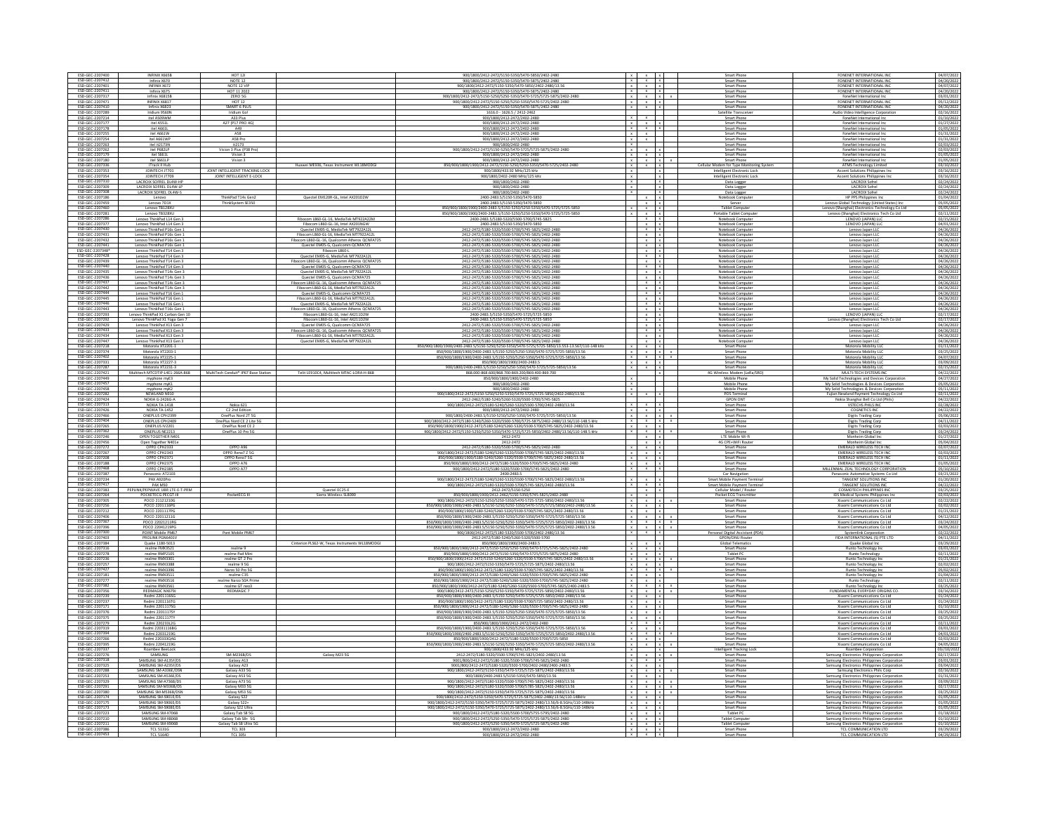| | | | | | | | | | | | |
|---|---|---|---|---|---|---|---|---|---|---|---|
| ESD-GEC-2207400 | INFINIX X665B | HOT 12i | | 900/1800/2412-2472/5150-5350/5470-5850/2402-2480 | x | x | x | | Smart Phone | FONENET INTERNATIONAL INC | 04/07/2022 |
| ESD-GEC-2207412 | Infinix X670 | NOTE 12 | | 900/1800/2412-2472/5150-5350/5470-5850/2402-2480 | x | x | x | | Smart Phone | FONENET INTERNATIONAL INC | 04/20/2022 |
| ESD-GEC-2207401 | INFINIX X672 | NOTE 12 VIP | | 900/1800/2412-2472/5150-5350/5470-5850/2402-2480/13.56 | x | x | x | | Smart Phone | FONENET INTERNATIONAL INC | 04/07/2022 |
| ESD-GEC-2207411 | Infinix X675 | HOT 11 2022 | | 900/1800/2412-2472/5150-5350/5470-5875/2402-2480 | x | x | x | | Smart Phone | FONENET INTERNATIONAL INC | 04/20/2022 |
| ESD-GEC-2207317 | Infinix X6815B | ZERO 5G | | 900/1800/2412-2472/5150-5250/5250-5350/5470-5725/5725-5875/2402-2480 | x | x | x | x | Smart Phone | FoneNet International Inc | 03/01/2022 |
| ESD-GEC-2207471 | INFINIX X6817 | HOT 12 | | 900/1800/2412-2472/5150-5250/5250-5350/5470-5725/2402-2480 | x | x | x | | Smart Phone | FONENET INTERNATIONAL INC | 05/12/2022 |
| ESD-GEC-2207410 | Infinix X6823 | SMART 6 PLUS | | 900/1800/2412-2472/5150-5350/5470-5875/2402-2480 | x | x | x | | Smart Phone | FONENET INTERNATIONAL INC | 04/20/2022 |
| ESD-GEC-2207289 | Iridium 9560N | Iridium Go! | | 1616.0 - 1626.5 / 2412-2462 | | | | | Satellite Transceiver | Audio Video Intelligence Corporation | 02/16/2022 |
| ESD-GEC-2207214 | itel A509WM | A33 Plus | | 900/1800/2412-2472/2402-2480 | x | x | | | Smart Phone | FoneNet International Inc | 01/10/2022 |
| ESD-GEC-2207177 | itel A551L | A27 (P17 PRO 4G) | | 900/1800/2412-2472/2402-2480 | x | x | x | | Smart Phone | FoneNet International Inc | 01/27/2022 |
| ESD-GEC-2207178 | itel A661L | A49 | | 900/1800/2412-2472/2402-2480 | x | x | x | | Smart Phone | FoneNet International Inc | 01/05/2022 |
| ESD-GEC-2207255 | itel A661W | A58 | | 900/1800/2412-2472/2402-2480 | x | x | | | Smart Phone | FoneNet International Inc | 01/31/2022 |
| ESD-GEC-2207254 | itel A661WP | A58 Pro | | 900/1800/2412-2472/2402-2480 | x | x | | | Smart Phone | FoneNet International Inc | 01/31/2022 |
| ESD-GEC-2207263 | itel it2173N | it2173 | | 900/1800/2402-2480 | x | x | | | Smart Phone | FoneNet International Inc | 02/03/2022 |
| ESD-GEC-2207262 | itel P682LP | Vision 3 Plus (P38 Pro) | | 900/1800/2412-2472/5150-5250/5470-5725/5725-5875/2402-2480 | x | x | x | | Smart Phone | FoneNet International Inc | 02/03/2022 |
| ESD-GEC-2207179 | itel S661L | Vision 3 | | 900/1800/2412-2472/2402-2480 | x | x | x | | Smart Phone | FoneNet International Inc | 01/05/2022 |
| ESD-GEC-2207180 | itel S661LP | Vision 3 | | 900/1800/2412-2472/2402-2480 | x | x | x | x | Smart Phone | FoneNet International Inc | 01/05/2022 |
| ESD-GEC-2207336 | ITrack II Hub | | Huawei ME906, Texas Instrument WL18MODGI | 850/900/1800/1900/2412-2472/5150-5250/5250-5350/5470-5725/2402-2480 | x | x | x | | Cellular Modem for Tyre Monitoring System | ATMS Technology Limited | 03/10/2022 |
| ESD-GEC-2207353 | JOINTECH JT701 | JOINT INTELLIGENT TRACKING LOCK | | 900/1800/433.92 MHz/125 kHz | x | x | | | Intelligent Electronic Lock | Ascent Solutions Philippines Inc | 03/16/2022 |
| ESD-GEC-2207354 | JOINTECH JT709 | JOINT INTELLIGENT E-LOCK | | 900/1800/2402-2480 MHz/125 kHz | x | x | | | Intelligent Electronic Lock | Ascent Solutions Philippines Inc | 03/16/2022 |
| ESD-GEC-2207310 | LACROIX SOFREL DL4W-HP | | | 900/1800/2402-2480 | x | x | | | Data Logger | LACROIX Sofrel | 02/24/2022 |
| ESD-GEC-2207309 | LACROIX SOFREL DL4W-LP | | | 900/1800/2402-2480 | x | x | | | Data Logger | LACROIX Sofrel | 02/24/2022 |
| ESD-GEC-2207308 | LACROIX SOFREL DL4W-S | | | 900/1800/2402-2480 | x | x | | | Data Logger | LACROIX Sofrel | 02/24/2022 |
| ESD-GEC-2207186 | Lenovo | ThinkPad T14s Gen2 | Quectel EM120R-GL, Intel AX201D2W | 2400-2483.5/5150-5350/5470-5850 | x | x | | | Notebook Computer | HP PPS Philippines Inc | 01/04/2022 |
| ESD-GEC-2207459 | Lenovo 7D1X | ThinkSystem SE350 | | 2400-2483.5/5150-5350/5470-5850 | x | x | | | Server | Lenovo Global Technology (United States) Inc | 05/05/2022 |
| ESD-GEC-2207460 | Lenovo TB128XU | | | 850/900/1800/1900/2400-2483.5/5150-5250/5250-5350/5470-5725/5725-5850 | x | x | x | | Tablet Computer | Lenovo (Shanghai) Electronics Technology Co Ltd | 05/05/2022 |
| ESD-GEC-2207281 | Lenovo TB328XU | | | 850/900/1800/1900/2400-2483.5/5150-5250/5250-5350/5470-5725/5725-5850 | x | x | x | | Portable Tablet Computer | Lenovo (Shanghai) Electronics Tech Co Ltd | 02/11/2022 |
| ESD-GEC-2207286 | Lenovo ThinkPad L14 Gen 3 | | Fibocom L860-GL-16, MediaTek MT922A22M | 2400-2483.5/5180-5320/5500-5700/5745-5825 | x | x | | | Notebook Computer | LENOVO (JAPAN) LLC | 02/15/2022 |
| ESD-GEC-2207377 | Lenovo ThinkPad L14 Gen 3 | | Fibocom L860-GL-16, Intel AX201NGW | 2400-2483.5/5150-5350/5470-5850 | x | x | | | Notebook Computer | LENOVO (JAPAN) LLC | 04/01/2022 |
| ESD-GEC-2207430 | Lenovo ThinkPad P16s Gen 1 | | Quectel EM05-G, MediaTek MT7922A12L | 2412-2472/5180-5320/5500-5700/5745-5825/2402-2480 | x | x | | | Notebook Computer | Lenovo Japan LLC | 04/26/2022 |
| ESD-GEC-2207431 | Lenovo ThinkPad P16s Gen 1 | | Fibocom L860-GL-16, MediaTek MT7922A12L | 2412-2472/5180-5320/5500-5700/5745-5825/2402-2480 | x | x | | | Notebook Computer | Lenovo Japan LLC | 04/26/2022 |
| ESD-GEC-2207432 | Lenovo ThinkPad P16s Gen 1 | | Fibocom L860-GL-16, Qualcomm Atheros QCNFA725 | 2412-2472/5180-5320/5500-5700/5745-5825/2402-2480 | x | x | | | Notebook Computer | Lenovo Japan LLC | 04/26/2022 |
| ESD-GEC-2207441 | Lenovo ThinkPad P16s Gen 1 | | Quectel EM05-G, Qualcomm QCNFA725 | 2412-2472/5180-5320/5500-5700/5745-5825/2402-2480 | x | x | | | Notebook Computer | Lenovo Japan LLC | 04/26/2022 |
| ESD-GEC-2207348* | Lenovo ThinkPad T14 Gen 3 | | Fibocom L860-L | 2412-2472/5180-5320/5500-5700/5745-5825/2402-2480 | x | x | | | Notebook Computer | Lenovo Japan LLC | 04/26/2022 |
| ESD-GEC-2207438 | Lenovo ThinkPad T14 Gen 3 | | Quectel EM05-G, MediaTek MT7922A12L | 2412-2472/5180-5320/5500-5700/5745-5825/2402-2480 | x | x | | | Notebook Computer | Lenovo Japan LLC | 04/26/2022 |
| ESD-GEC-2207439 | Lenovo ThinkPad T14 Gen 3 | | Fibocom L860-GL-16, Qualcomm Atheros QCNFA725 | 2412-2472/5180-5320/5500-5700/5745-5825/2402-2480 | x | x | | | Notebook Computer | Lenovo Japan LLC | 04/26/2022 |
| ESD-GEC-2207440 | Lenovo ThinkPad T14 Gen 3 | | Quectel EM05-G, Qualcomm QCNFA725 | 2412-2472/5180-5320/5500-5700/5745-5825/2402-2480 | x | x | | | Notebook Computer | Lenovo Japan LLC | 04/26/2022 |
| ESD-GEC-2207435 | Lenovo ThinkPad T14s Gen 3 | | Quectel EM05-G, MediaTek MT7922A12L | 2412-2472/5180-5320/5500-5700/5745-5825/2402-2480 | x | x | | | Notebook Computer | Lenovo Japan LLC | 04/26/2022 |
| ESD-GEC-2207436 | Lenovo ThinkPad T14s Gen 3 | | Quectel EM05-G, Qualcomm QCNFA725 | 2412-2472/5180-5320/5500-5700/5745-5825/2402-2480 | x | x | | | Notebook Computer | Lenovo Japan LLC | 04/26/2022 |
| ESD-GEC-2207437 | Lenovo ThinkPad T14s Gen 3 | | Fibocom L860-GL-16, Qualcomm Atheros QCNFA725 | 2412-2472/5180-5320/5500-5700/5745-5825/2402-2480 | x | x | | | Notebook Computer | Lenovo Japan LLC | 04/26/2022 |
| ESD-GEC-2207442 | Lenovo ThinkPad T14s Gen 3 | | Fibocom L860-GL-16, MediaTek MT7922A12L | 2412-2472/5180-5320/5500-5700/5745-5825/2402-2480 | x | x | | | Notebook Computer | Lenovo Japan LLC | 04/26/2022 |
| ESD-GEC-2207444 | Lenovo ThinkPad T16 Gen 1 | | Quectel EM05-G, Qualcomm QCNFA725 | 2412-2472/5180-5320/5500-5700/5745-5825/2402-2480 | x | x | | | Notebook Computer | Lenovo Japan LLC | 04/26/2022 |
| ESD-GEC-2207445 | Lenovo ThinkPad T16 Gen 1 | | Fibocom L860-GL-16, MediaTek MT7922A12L | 2412-2472/5180-5320/5500-5700/5745-5825/2402-2480 | x | x | | | Notebook Computer | Lenovo Japan LLC | 04/26/2022 |
| ESD-GEC-2207446 | Lenovo ThinkPad T16 Gen 1 | | Quectel EM05-G, MediaTek MT7922A12L | 2412-2472/5180-5320/5500-5700/5745-5825/2402-2480 | x | x | | | Notebook Computer | Lenovo Japan LLC | 04/26/2022 |
| ESD-GEC-2207443 | Lenovo ThinkPad T16s Gen 1 | | Fibocom L860-GL-16, Qualcomm Atheros QCNFA725 | 2412-2472/5180-5320/5500-5700/5745-5825/2402-2480 | x | x | | | Notebook Computer | Lenovo Japan LLC | 04/26/2022 |
| ESD-GEC-2207283 | Lenovo ThinkPad X1 Carbon Gen 10 | | Fibocom L860-GL-16, Intel AX211D2W | 2400-2483.5/5150-5350/5470-5725/5725-5850 | x | x | | | Notebook Computer | LENOVO (JAPAN) LLC | 02/17/2022 |
| ESD-GEC-2207292 | Lenovo ThinkPad X1 Yoga Gen 7 | | Fibocom L860-GL-16, Intel AX211D2W | 2400-2483.5/5150-5350/5470-5725/5725-5850 | x | x | | | Notebook Computer | Lenovo (Shanghai) Electronics Tech Co Ltd | 02/17/2022 |
| ESD-GEC-2207429 | Lenovo ThinkPad X13 Gen 3 | | Quectel EM05-G, Qualcomm QCNFA725 | 2412-2472/5180-5320/5500-5700/5745-5825/2402-2480 | x | x | | | Notebook Computer | Lenovo Japan LLC | 04/26/2022 |
| ESD-GEC-2207433 | Lenovo ThinkPad X13 Gen 3 | | Fibocom L860-GL-16, Qualcomm Atheros QCNFA725 | 2412-2472/5180-5320/5500-5700/5745-5825/2402-2480 | x | x | | | Notebook Computer | Lenovo Japan LLC | 04/26/2022 |
| ESD-GEC-2207434 | Lenovo ThinkPad X13 Gen 3 | | Fibocom L860-GL-16, MediaTek MT7922A12L | 2412-2472/5180-5320/5500-5700/5745-5825/2402-2480 | x | x | | | Notebook Computer | Lenovo Japan LLC | 04/26/2022 |
| ESD-GEC-2207447 | Lenovo ThinkPad X13 Gen 3 | | Quectel EM05-G, MediaTek MT7922A12L | 2412-2472/5180-5320/5500-5700/5745-5825/2402-2480 | x | x | | | Notebook Computer | Lenovo Japan LLC | 04/26/2022 |
| ESD-GEC-2207218 | Motorola XT2201-1 | | | 850/900/1800/1900/2400-2483.5/5150-5250/5250-5350/5470-5725/5725-5850/13.553-13.567/110-148 kHz | x | x | x | | Smart Phone | Motorola Mobility LLC | 01/11/2022 |
| ESD-GEC-2207374 | Motorola XT2203-1 | | | 850/900/1800/1900/2400-2483.5/5150-5250/5250-5350/5470-5725/5725-5850/13.56 | x | x | x | x | Smart Phone | Motorola Mobility LLC | 03/25/2022 |
| ESD-GEC-2207402 | Motorola XT2225-1 | | | 850/900/1800/1900/2400-2483.5/5150-5250/5250-5350/5470-5725/5725-5850/13.56 | x | x | x | x | Smart Phone | Motorola Mobility LLC | 04/07/2022 |
| ESD-GEC-2207331 | Motorola XT2227-3 | | | 850/900/1800/1900/2400-2483.5 | x | x | | | Smart Phone | Motorola Mobility LLC | 03/09/2022 |
| ESD-GEC-2207287 | Motorola XT2231-3 | | | 900/1800/2400-2483.5/5150-5250/5250-5350/5470-5725/5725-5850/13.56 | x | x | x | | Smart Phone | Motorola Mobility LLC | 02/15/2022 |
| ESD-GEC-2207421 | Multitech MTCDTIP-L4E1-266A-868 | MultiTech Conduit® IP67 Base Station | Telit LE910C4, Multitech MTAC-LORA-H-868 | 868.000-868.600/868.700-869.200/869.400-869.700 | x | x | | | 4G Wireless Modem (LoRa/SRD) | MULTI TECH SYSTEMS INC | 04/22/2022 |
| ESD-GEC-2207449 | myphone myX3 | | | 850/900/1800/1900/2402-2480 | x | x | | | Mobile Phone | My Solid Technologies and Devices Corporation | 04/27/2022 |
| ESD-GEC-2207457 | myphone myK1 | | | 900/1800/2402-2480 | x | | | | Mobile Phone | My Solid Technologies & Devices Corporation | 05/05/2022 |
| ESD-GEC-2207458 | myphone myK2 | | | 900/1800/2402-2480 | x | | | | Mobile Phone | My Solid Technologies & Devices Corporation | 05/11/2022 |
| ESD-GEC-2207282 | NEWLAND N910 | | | 900/1800/2412-2472/5150-5250/5250-5350/5470-5725/5725-5850/2402-2480/13.56 | x | x | x | | POS Terminal | Fujian Newland Payment Technology Co Ltd | 02/11/2022 |
| ESD-GEC-2207424 | NOKIA G-2426G-A | | | 2412-2462/5180-5240/5260-5320/5500-5700/5745-5825 | x | | | | GPON ONT | Nokia Shanghai Bell Co Ltd (Phils) | 04/22/2022 |
| ESD-GEC-2207313 | NOKIA TA-1418 | Nokia G21 | | 900/1800/2412-2472/5180-5240/5260-5320/5500-5700/2402-2480/13.56 | x | x | x | | Smart Phone | VSTECHS PHILS INC | 02/28/2022 |
| ESD-GEC-2207426 | NOKIA TA-1452 | C2 2nd Edition | | 900/1800/2412-2472/2402-2480 | x | x | | | Smart Phone | COGNETICS INC | 04/22/2022 |
| ESD-GEC-2207466 | ONEPLUS CPH2399 | OnePlus Nord 2T 5G | | 900/1800/2400-2483.5/5150-5250/5250-5350/5470-5725/5725-5850/13.56 | x | x | x | x | Smart Phone | Digits Trading Corp | 05/06/2022 |
| ESD-GEC-2207404 | ONEPLUS CPH2409 | OnePlus Nord CE 2 Lite 5G | | 900/1800/2412-2472/5150-5250/5250-5350/5470-5725/5725-5875/2402-2480/13.56/110-148.5 kHz | x | x | x | x | Smart Phone | Digits Trading Corp | 04/11/2022 |
| ESD-GEC-2207265 | ONEPLUS IV2201 | OnePlus Nord CE 2 | | 850/900/1800/1900/2412-2472/5180-5240/5260-5320/5500-5700/5745-5825/2402-2480/13.56 | x | x | x | | Smart Phone | Digits Trading Corp | 02/03/2022 |
| ESD-GEC-2207382 | ONEPLUS NE2213 | OnePlus 10 Pro 5G | | 900/1800/2412-2472/5150-5250/5250-5350/5470-5725/5725-5850/2402-2480/13.56/110-148.5 kHz | x | x | x | x | Smart Phone | Digits Trading Corp | 03/24/2022 |
| ESD-GEC-2207246 | OPEN-TOGETHER N401 | | | 2412-2472 | x | x | | | LTE Mobile Wi-Fi | Monheim Global Inc | 01/27/2022 |
| ESD-GEC-2207456 | Open Together N401e | | | 2412-2472 | x | x | | | 4G CPE+WIFI Router | Monheim Global Inc | 05/04/2022 |
| ESD-GEC-2207272 | OPPO CPH2333 | OPPO A96 | | 2412-2472/5180-5320/5500-5700/5745-5825/2402-2480 | x | x | x | | Smart Phone | EMERALD WIRELESS TECH INC | 02/07/2022 |
| ESD-GEC-2207267 | OPPO CPH2343 | OPPO Reno7 Z 5G | | 900/1800/2412-2472/5180-5240/5260-5320/5500-5700/5745-5825/2402-2480/13.56 | x | x | x | | Smart Phone | EMERALD WIRELESS TECH INC | 02/03/2022 |
| ESD-GEC-2207208 | OPPO CPH2371 | OPPO Reno7 5G | | 850/900/1800/1900/5180-5240/5260-5320/5500-5700/5745-5825/2402-2480/13.56 | x | x | x | | Smart Phone | EMERALD WIRELESS TECH INC | 01/12/2022 |
| ESD-GEC-2207188 | OPPO CPH2375 | OPPO A76 | | 850/900/1800/1900/2412-2472/5180-5320/5500-5700/5745-5825/2402-2480 | x | x | x | | Smart Phone | EMERALD WIRELESS TECH INC | 01/05/2022 |
| ESD-GEC-2207468 | OPPO CPH2385 | OPPO A77 | | 900/1800/2412-2472/5180-5320/5500-5700/5745-5825/2402-2480 | x | x | x | | Smart Phone | MILLENNIAL ZEAL TECHNOLOGY CORPORATION | 05/10/2022 |
| ESD-GEC-2207387 | Panasonic AT2103 | | | 2400-2483.5 | x | | | | Car Navigation | Panasonic Automotive Systems Co Ltd | 03/31/2022 |
| ESD-GEC-2207234 | PAX A920Pro | | | 900/1800/2412-2472/5180-5240/5260-5320/5500-5700/5745-5825/2402-2480/13.56 | x | x | x | | Smart Mobile Payment Terminal | TANGENT SOLUTIONS INC | 01/20/2022 |
| ESD-GEC-2207423 | PAX M50 | | | 900/1800/2412-2472/5180-5320/5500-5700/5745-5825/2402-2480/13.56 | x | x | x | | Smart Mobile Payment Terminal | TANGENT SOLUTIONS INC | 04/22/2022 |
| ESD-GEC-2207383 | PEPLINK/PEPWAVE LBR LTE-E-T-PRM | | Quectel EC25-E | 2412-2472/5150-5250 | x | x | | | Cellular Model / Router | COSMOTECH PHILIPPINES INC | 03/25/2022 |
| ESD-GEC-2207264 | POCKETECG PECGT-III | PocketECG III | Sierra Wireless SL8090 | 850/900/1800/1900/2412-2462/5150-5350/5745-5825/2402-2480 | x | x | | | Pocket ECG Transmitter | IDS Medical Systems Philippines Inc | 02/03/2022 |
| ESD-GEC-2207305 | POCO 21121210G | | | 900/1800/2412-2472/5150-5250/5250-5350/5470-5725/5725-5850/2402-2480/13.56 | x | x | x | x | Smart Phone | Xiaomi Communications Co Ltd | 02/22/2022 |
| ESD-GEC-2207256 | POCO 2201116PG | | | 850/900/1800/1900/2400-2483.5/5150-5250/5250-5350/5470-5725/5725-5850/2402-2480/13.56 | x | x | x | | Smart Phone | Xiaomi Communications Co Ltd | 02/02/2022 |
| ESD-GEC-2207212 | POCO 2201117PG | | | 850/900/1800/1900/5180-5240/5260-5320/5500-5700/5745-5825/2402-2480/13.56 | x | x | x | | Smart Phone | Xiaomi Communications Co Ltd | 01/21/2022 |
| ESD-GEC-2207406 | POCO 22011211G | | | 850/900/1800/1900/2400-2483.5/5150-5250/5250-5350/5470-5725/5725-5850/13.56 | x | x | x | x | Smart Phone | Xiaomi Communications Co Ltd | 04/12/2022 |
| ESD-GEC-2207387 | POCO 22021211RG | | | 850/900/1800/1900/2400-2483.5/5150-5250/5250-5350/5470-5725/5725-5850/2402-2480/13.56 | x | x | x | x | Smart Phone | Xiaomi Communications Co Ltd | 03/24/2022 |
| ESD-GEC-2207396 | POCO 22041219PG | | | 850/900/1800/1900/2400-2483.5/5150-5250/5250-5350/5470-5725/5725-5850/2402-2480/13.56 | x | x | x | x | Smart Phone | Xiaomi Communications Co Ltd | 04/05/2022 |
| ESD-GEC-2207300 | POINT Mobile PM67 | Point Mobile PM67 | | 900/1800/2412-2472/5180-5320/5500-5700/2402-2480/13.56 | x | x | x | | Personal Digital Assistant (PDA) | Systemlink Corporation | 02/22/2022 |
| ESD-GEC-2207403 | PROLINK PGN6401V | | | 2412-2472/5180-5240/5260-5320/5500-5700 | x | | | | GPON/ONU Router | FIDA INTERNATIONAL (S) PTE LTD | 04/11/2022 |
| ESD-GEC-2207384 | Queke 1180-S013 | | Cinterion PLS62-W, Texas Instruments WL18MODGI | 850/900/1800/1900/2400-2483.5 | x | x | | | Global Telematics | Queke Global Inc | 03/29/2022 |
| ESD-GEC-2207318 | realme RMX3521 | realme 9 | | 850/900/1800/1900/2412-2472/5150-5350/5470-5725/5745-5825/2402-2480 | x | x | x | | Smart Phone | Runto Technology Inc | 03/01/2022 |
| ESD-GEC-2207278 | realme RMP2105 | realme Pad Mini | | 850/900/1800/1900/2412-2472/5150-5350/5470-5725-5875/2402-2480 | x | x | | | Tablet PC | Runto Technology | 02/11/2022 |
| ESD-GEC-2207236 | realme RMX3301 | realme GT 2 Pro | | 850/900/1800/1900/2412-2472/5150-5250/5260-5320/5500-5700/5745-5825/2402-2480/13.56 | x | x | x | x | Smart Phone | Runto Technology Inc | 01/21/2022 |
| ESD-GEC-2207257 | realme RMX3388 | realme 9 5G | | 900/1800/2412-2472/5150-5350/5470-5725/5725-5875/2402-2480 | x | x | x | | Smart Phone | Runto Technology Inc | 02/02/2022 |
| ESD-GEC-2207427 | realme RMX3396 | Narzo 50 Pro 5G | | 850/900/1800/1900/2412-2472/5180-5320/5500-5700/5745-5825/2402-2480/13.56 | x | x | x | | Smart Phone | Runto Technology Inc | 05/02/2022 |
| ESD-GEC-2207181 | realme RMX3511 | realme C35 | | 850/900/1800/1900/2412-2472/5180-5240/5260-5320/5500-5700/5745-5825/2402-2480 | x | x | x | | Smart Phone | Runto Technology Inc | 01/04/2022 |
| ESD-GEC-2207277 | realme RMX3516 | realme Narzo 50A Prime | | 850/900/1800/1900/2412-2472/5180-5240/5260-5320/5500-5700/5745-5825/2402-2480 | x | x | x | | Smart Phone | Runto Technology | 02/11/2022 |
| ESD-GEC-2207382 | realme RMX3561 | realme GT neo3 | | 850/900/1800/1900/2412-2472/5180-5240/5260-5320/5500-5700/5745-5825/2400-2483.5 | x | x | x | x | Smart Phone | Runto Technology Inc | 03/25/2022 |
| ESD-GEC-2207356 | REDMAGIC NX679J | REDMAGIC 7 | | 900/1800/2412-2472/5150-5250/5250-5350/5470-5725/5725-5850/2402-2480/13.56 | x | x | x | x | Smart Phone | FUNDAMENTAL EVERYDAY ORIGINS CO. | 03/16/2022 |
| ESD-GEC-2207239 | Redmi 220111165G | | | 850/900/1800/1900/2400-2483.5/5150-5350/5470-5725/5725-5850/2402-2480/13.56 | x | x | x | | Smart Phone | Xiaomi Communications Co Ltd | 01/24/2022 |
| ESD-GEC-2207237 | Redmi 2201116TG | | | 850/900/1800/1900/2412-2472/5180-5320/5500-5700/5725-5850/2402-2480/13.56 | x | x | x | | Smart Phone | Xiaomi Communications Co Ltd | 01/24/2022 |
| ESD-GEC-2207371 | Redmi 2201117SG | | | 850/900/1800/2412-2472/5180-5320/5500-5700/5745-5825/2402-2480 | x | x | x | | Smart Phone | Xiaomi Communications Co Ltd | 03/23/2022 |
| ESD-GEC-2207376 | Redmi 2201117TY | | | 850/900/1800/1900/2400-2483.5/5150-5250/5250-5350/5470-5725/5725-5850 | x | x | x | | Smart Phone | Xiaomi Communications Co Ltd | 03/25/2022 |
| ESD-GEC-2207375 | Redmi 2201117TY | | | 850/900/1800/1900/2400-2483.5/5150-5250/5250-5350/5470-5725/5725-5850/13.56 | x | x | x | | Smart Phone | Xiaomi Communications Co Ltd | 03/25/2022 |
| ESD-GEC-2207279 | Redmi 220233L2G | | | 850/900/1800/1900/2412-2472/2402-2480 | x | x | | | Smart Phone | Xiaomi Communications Co Ltd | 02/11/2022 |
| ESD-GEC-2207219 | Redmi 2201116BG | | | 850/900/1800/1900/2400-2483.5/5150-5250/5250-5350/5470-5725/5725-5850/13.56 | x | x | x | | Smart Phone | Xiaomi Communications Co Ltd | 01/01/2022 |
| ESD-GEC-2207394 | Redmi 22031219G | | | 850/900/1800/1900/2400-2483.5/5150-5250/5250-5350/5470-5725/5725-5850/2402-2480/13.56 | x | x | x | x | Smart Phone | Xiaomi Communications Co Ltd | 04/01/2022 |
| ESD-GEC-2207266 | Redmi 220333QAG | | | 850/900/1800/1900/2412-2472/5180-5320/5500-5700/5725-5850 | x | x | | | Smart Phone | Xiaomi Communications Co Ltd | 02/03/2022 |
| ESD-GEC-2207395 | Redmi 22041219G | | | 850/900/1800/1900/2400-2483.5/5150-5250/5250-5350/5470-5725/5725-5850/2402-2480/13.56 | x | x | x | x | Smart Phone | Xiaomi Communications Co Ltd | 04/05/2022 |
| ESD-GEC-2207337 | Roambee BeeLock | | | 900/1800/433.92 MHz/125 kHz | x | x | | | Intelligent Tracking Lock | Roambee Corporation | 03/10/2022 |
| ESD-GEC-2207276 | SAMSUNG | SM-M236B/DS | Galaxy M23 5G | 2412-2472/5180-5320/5500-5700/5745-5825/2402-2480/13.56 | x | x | x | | Smart Phone | Samsung Electronics Philippines Corporation | 02/17/2022 |
| ESD-GEC-2207318 | SAMSUNG SM-A135F/DS | Galaxy A13 | | 900/1800/2412-2472/5180-5320/5500-5700/5745-5825/2402-2480 | x | x | x | | Smart Phone | Samsung Electronics Philippines Corporation | 03/01/2022 |
| ESD-GEC-2207325 | SAMSUNG SM-A235F/DS | Galaxy A23 | | 900/1800/2412-2472/5180-5320/5500-5700/5745-5825/2402-2480/2400-2483.5 | x | x | x | | Smart Phone | Samsung Electronics Philippines Corporation | 03/04/2022 |
| ESD-GEC-2207288 | SAMSUNG SM-A336E/DSN | Galaxy A33 5G | | 900/1800/2412-2472/5150-5350/5470-5725/2402-2480/13.56 | x | x | x | | Smart Phone | Samsung Electronics Phils Corp | 02/16/2022 |
| ESD-GEC-2207253 | SAMSUNG SM-A536E/DS | Galaxy A53 5G | | 900/1800/2400-2483.5/5150-5350/5470-5850/13.56 | x | x | x | | Smart Phone | Samsung Electronics Philippines Corporation | 01/31/2022 |
| ESD-GEC-2207329 | SAMSUNG SM-A736B/DS | Galaxy A73 5G | | 900/1800/2412-2472/5180-5320/5500-5700/5745-5825/2402-2480/13.56 | x | x | x | x | Smart Phone | Samsung Electronics Philippines Corporation | 03/09/2022 |
| ESD-GEC-2207291 | SAMSUNG SM-M336B/DS | Galaxy M33 5G | | 900/1800/2412-2472/5180-5320/5500-5700/5745-5825/2402-2480 | x | x | x | x | Smart Phone | Samsung Electronics Philippines Corporation | 02/17/2022 |
| ESD-GEC-2207380 | SAMSUNG SM-M536B/DSN | Galaxy M53 5G | | 900/1800/2412-2472/5150-5350/5470-5725/5725-5875/2402-2480/13.56 | x | x | x | x | Smart Phone | Samsung Electronics Philippines Corporation | 03/25/2022 |
| ESD-GEC-2207174 | SAMSUNG SM-S901E/DS | Galaxy S22 | | 900/1800/2412-2472/5150-5350/5470-5725/5725-5875/2402-2480/13.56/6.5GHz/110-148kHz | x | x | x | x | Smart Phone | Samsung Electronics Philippines Corporation | 01/05/2022 |
| ESD-GEC-2207175 | SAMSUNG SM-S906E/DS | Galaxy S22+ | | 900/1800/2412-2472/5150-5350/5470-5725/5725-5875/2402-2480/13.56/6-8.5GHz/110-148kHz | x | x | x | x | Smart Phone | Samsung Electronics Philippines Corporation | 01/05/2022 |
| ESD-GEC-2207173 | SAMSUNG SM-S908E/DS | Galaxy S22 Ultra | | 900/1800/2412-2472/5150-5350/5470-5725/5725-5875/2402-2480/13.56/6-8.5GHz/110-148kHz | x | x | x | x | Smart Phone | Samsung Electronics Philippines Corporation | 01/05/2022 |
| ESD-GEC-2207223 | SAMSUNG SM-X706B | Galaxy Tab S8 5G | | 900/1800/2412-2472/5180-5320/5500-5700/5745-5825/2402-2480 | x | x | x | | Tablet PC | Samsung Electronics Philippines Corporation | 01/18/2022 |
| ESD-GEC-2207210 | SAMSUNG SM-X806B | Galaxy Tab S8+ 5G | | 900/1800/2412-2472/5250-5350/5470-5725/5745-5875/2402-2480 | x | x | x | | Tablet Computer | Samsung Electronics Philippines Corporation | 01/10/2022 |
| ESD-GEC-2207211 | SAMSUNG SM-X906B | Galaxy Tab S8 Ultra 5G | | 900/1800/2412-2472/5250-5350/5470-5725/5745-5875/2402-2480 | x | x | x | | Tablet Computer | Samsung Electronics Philippines Corporation | 01/10/2022 |
| ESD-GEC-2207386 | TCL 5131G | TCL 303 | | 900/1800/2412-2472/2402-2480 | x | x | | | Smart Phone | TCL COMMUNICATION LTD | 03/29/2022 |
| ESD-GEC-2207453 | TCL 5164D | TCL 305i | | 900/1800/2412-2472/2402-2480 | x | x | | | Smart Phone | TCL COMMUNICATION LTD | 04/29/2022 |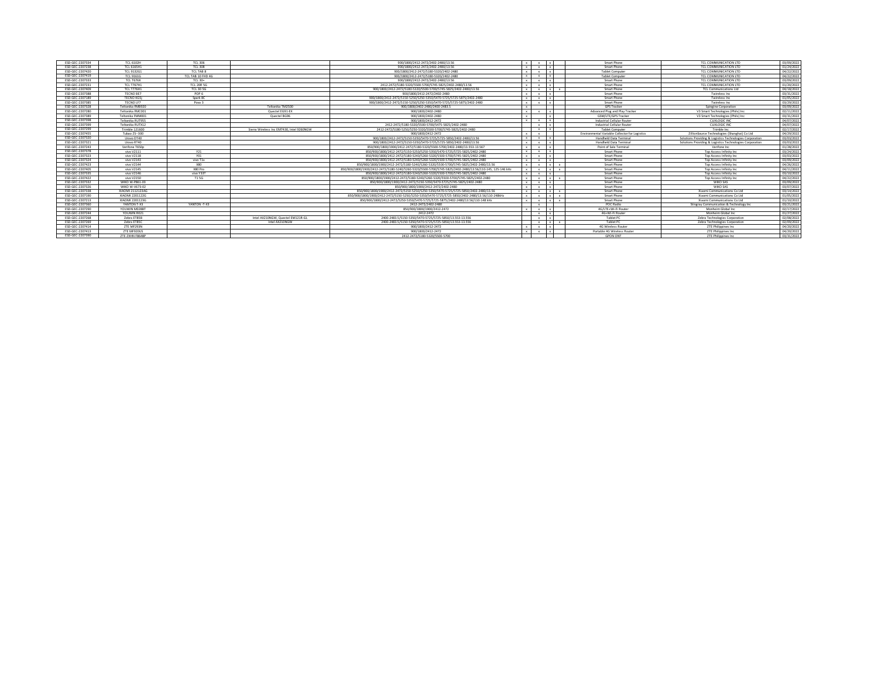| | | | | | | | | | | | | |
|---|---|---|---|---|---|---|---|---|---|---|---|---|
| ESD-GEC-2207334 | TCL 6102H | TCL 306 | | 900/1800/2412-2472/2402-2480/13.56 | x | x | x | | | Smart Phone | TCL COMMUNICATION LTD | 03/09/2022 |
| ESD-GEC-2207238 | TCL 6165H1 | TCL 308 | | 900/1800/2412-2472/2402-2480/13.56 | x | x | x | | | Smart Phone | TCL COMMUNICATION LTD | 01/24/2022 |
| ESD-GEC-2207420 | TCL 9132G1 | TCL TAB 8 | | 900/1800/2412-2472/5180-5320/2402-2480 | x | x | x | | | Tablet Computer | TCL COMMUNICATION LTD | 04/22/2022 |
| ESD-GEC-2207419 | TCL 9161G | TCL TAB 10 FHD 4G | | 900/1800/2412-2472/5180-5320/2402-2480 | x | x | x | | | Tablet Computer | TCL COMMUNICATION LTD | 04/22/2022 |
| ESD-GEC-2207333 | TCL T676K | TCL 30+ | | 900/1800/2412-2472/2402-2480/13.56 | x | x | x | | | Smart Phone | TCL COMMUNICATION LTD | 03/09/2022 |
| ESD-GEC-2207231 | TCL T767H1 | TCL 20R 5G | | 2412-2472/5180-5320/5500-5700/5745-5825/2402-2480/13.56 | x | x | x | | | Smart Phone | TCL COMMUNICATION LTD | 01/20/2022 |
| ESD-GEC-2207409 | TCL T776H1 | TCL 30 5G | | 900/1800/2412-2472/5180-5320/5500-5700/5745-5825/2402-2480/13.56 | x | x | x | x | | Smart Phone | TCL Communications Ltd | 04/18/2022 |
| ESD-GEC-2207386 | TECNO BE7 | POP 6 | | 900/1800/2412-2472/2402-2480 | x | x | x | | | Smart Phone | Twireless Inc | 03/31/2022 |
| ESD-GEC-2207189 | TECNO KG5j | Spark 8C | | 900/1800/2412-2472/5150-5250/5250-5350/5470-5725/5725-5875/2402-2480 | x | x | x | | | Smart Phone | Twireless Inc | 01/05/2022 |
| ESD-GEC-2207385 | TECNO LF7 | Pova 3 | | 900/1800/2412-2472/5150-5250/5250-5350/5470-5725/5725-5875/2402-2480 | x | x | x | | | Smart Phone | Twireless Inc | 03/26/2022 |
| ESD-GEC-2207328 | Teltonika FMB920 | | Teltonika TM2500 | 900/1800/2402-2480/2400-2483.5 | x | | | | | GPS Tracker | Spingine Corporation | 03/09/2022 |
| ESD-GEC-2207280 | Teltonika FMC001 | | Quectel EG91-EX | 900/1800/2402-2480 | x | x | x | | | Advanced Plug and Play Tracker | V3 Smart Technologies (Phils) Inc | 02/11/2022 |
| ESD-GEC-2207389 | Teltonika FMM001 | | Quectel BG96 | 900/1800/2402-2480 | x | | x | | | GSM/LTE/GPS Tracker | V3 Smart Technologies (Phils) Inc | 03/31/2022 |
| ESD-GEC-2207398 | Teltonika RUT955 | | | 900/1800/2412-2472 | x | x | x | | | Industrial Cellular Router | CUXLOGIC INC | 04/07/2022 |
| ESD-GEC-2207399 | Teltonika RUTX12 | | | 2412-2472/5180-5320/5500-5700/5475-5825/2402-2480 | | x | x | | | Industrial Cellular Router | CUXLOGIC INC | 04/07/2022 |
| ESD-GEC-2207299 | Trimble L21600 | | Sierra Wireless Inc EM7430, Intel 9260NGW | 2412-2472/5180-5250/5250-5320/5500-5700/5745-5825/2402-2480 | | x | x | | | Tablet Computer | Trimble Inc | 02/17/2022 |
| ESD-GEC-2207455 | Tubao ZS--300 | | | 900/1800/2412-2472 | x | x | | | | Environmental Variable Collector for Logistics | ZillionSource Technologies (Shanghai) Co Ltd | 04/29/2022 |
| ESD-GEC-2207320 | Urovo DT40 | | | 900/1800/2412-2472/5150-5350/5470-5725/5725-5850/2402-2480/13.56 | x | x | x | | | Handheld Data Terminal | Solutions Providing & Logistics Technologies Corporation | 03/03/2022 |
| ESD-GEC-2207321 | Urovo RT40 | | | 900/1800/2412-2472/5150-5350/5470-5725/5725-5850/2402-2480/13.56 | x | x | x | | | Handheld Data Terminal | Solutions Providing & Logistics Technologies Corporation | 03/03/2022 |
| ESD-GEC-2207243 | Verifone T650p | | | 850/900/1800/1900/2412-2472/5180-5320/5500-5700/2402-2480/13.553-13.567 | x | x | x | | | Point of Sale Terminal | Verifone Inc | 01/28/2022 |
| ESD-GEC-2207378 | vivo V2111 | Y21 | | 850/900/1800/2412-2472/5150-5250/5250-5350/5470-5725/5725-5825/2402-2480 | x | x | x | | | Smart Phone | Top Access Infinity Inc | 03/24/2022 |
| ESD-GEC-2207323 | vivo V2118 | Y01 | | 850/900/1800/2412-2472/5180-5240/5260-5320/5500-5700/5745-5825/2402-2480 | x | x | x | | | Smart Phone | Top Access Infinity Inc | 03/03/2022 |
| ESD-GEC-2207324 | vivo V2143 | vivo T1x | | 850/900/1800/2412-2472/5180-5240/5260-5320/5500-5700/5745-5825/2402-2480 | x | x | x | | | Smart Phone | Top Access Infinity Inc | 03/09/2022 |
| ESD-GEC-2207423 | vivo V2144 | X80 | | 850/900/1800/1900/2412-2472/5180-5240/5260-5320/5500-5700/5745-5825/2402-2480/13.56 | x | x | x | x | | Smart Phone | Top Access Infinity Inc | 04/26/2022 |
| ESD-GEC-2207405 | vivo V2145 | X80 Pro | | 850/900/1800/1900/2412-2472/5180-5240/5260-5320/5500-5700/5745-5825/2402-2480/13.56/110-145, 125-146 kHz | x | x | x | x | | Smart Phone | Top Access Infinity Inc | 04/11/2022 |
| ESD-GEC-2207335 | vivo V2146 | vivo Y33T | | 850/900/1800/2412-2472/5180-5240/5260-5320/5500-5700/5745-5825/2402-2480 | x | x | x | | | Smart Phone | Top Access Infinity Inc | 03/10/2022 |
| ESD-GEC-2207422 | vivo V2150 | T1 5G | | 850/900/1800/1900/2412-2472/5180-5240/5260-5320/5500-5700/5745-5825/2402-2480 | x | x | x | x | | Smart Phone | Top Access Infinity Inc | 04/22/2022 |
| ESD-GEC-2207332 | WIKO W-P861-03 | | | 850/900/1800/1900/2412-2472/5150-5350/5470-5725/5745-5825/2402-2480 | x | x | x | | | Smart Phone | WIKO SAS | 03/09/2022 |
| ESD-GEC-2207326 | WIKO W-V673-02 | | | 850/900/1800/1900/2412-2472/2402-2480 | x | x | x | | | Smart Phone | WIKO SAS | 03/07/2022 |
| ESD-GEC-2207338 | XIAOMI 2112123AG | | | 850/900/1800/1900/2412-2472/5150-5250/5250-5350/5470-5725/5725-5850/2402-2480/13.56 | x | x | x | x | | Smart Phone | Xiaomi Communications Co Ltd | 03/14/2022 |
| ESD-GEC-2207190 | XIAOMI 2201122G | | | 850/900/1800/1900/2412-2472/5150-5250/5250-5350/5470-5725/5725-5850/2402-2480/13.56/110-248kHz | x | x | x | x | | Smart Phone | Xiaomi Communications Co Ltd | 01/05/2022 |
| ESD-GEC-2207213 | XIAOMI 2201123G | | | 850/900/1800/2412-2472/5250-5350/5470-5725/5725-5875/2402-2480/13.56/110-148 kHz | x | x | x | x | | Smart Phone | Xiaomi Communications Co Ltd | 01/10/2022 |
| ESD-GEC-2207360 | YANTON T-X3 | YANTON -T-X3 | | 2412-2472/2402-2480 | | x | | | | POC Radio | Stingray Communication & Technology Inc | 03/21/2022 |
| ESD-GEC-2207290 | YOUWIN M028BT | | | 850/900/1800/1900/2412-2472 | x | x | x | | | 4G/LTE+Wi-Fi Router | Monheim Global Inc | 02/17/2022 |
| ESD-GEC-2207244 | YOUWIN R021 | | | 2412-2472 | | x | x | | | 4G+Wi-Fi Router | Monheim Global Inc | 01/27/2022 |
| ESD-GEC-2207268 | Zebra ET85B | | Intel AX210NGW, Quectel EM12R-GL | 2400-2483.5/5150-5350/5470-5725/5725-5850/13.553-13.556 | | x | x | | | Tablet PC | Zebra Technologies Corporation | 02/08/2022 |
| ESD-GEC-2207269 | Zebra ET85C | | Intel AX210NGW | 2400-2483.5/5150-5350/5470-5725/5725-5850/13.553-13.556 | | x | x | x | | Tablet PC | Zebra Technologies Corporation | 02/09/2022 |
| ESD-GEC-2207414 | ZTE MF293N | | | 900/1800/2412-2472 | x | x | x | | | 4G Wireless Router | ZTE Philippines Inc | 04/20/2022 |
| ESD-GEC-2207413 | ZTE MF920US | | | 900/1800/2412-2472 | x | x | x | | | Portable 4G Wireless Router | ZTE Philippines Inc | 04/20/2022 |
| ESD-GEC-2207390 | ZTE ZXHN F6648P | | | 2412-2472/5180-5320/5500-5700 | | | | | | GPON ONT | ZTE Philippines Inc | 03/31/2022 |